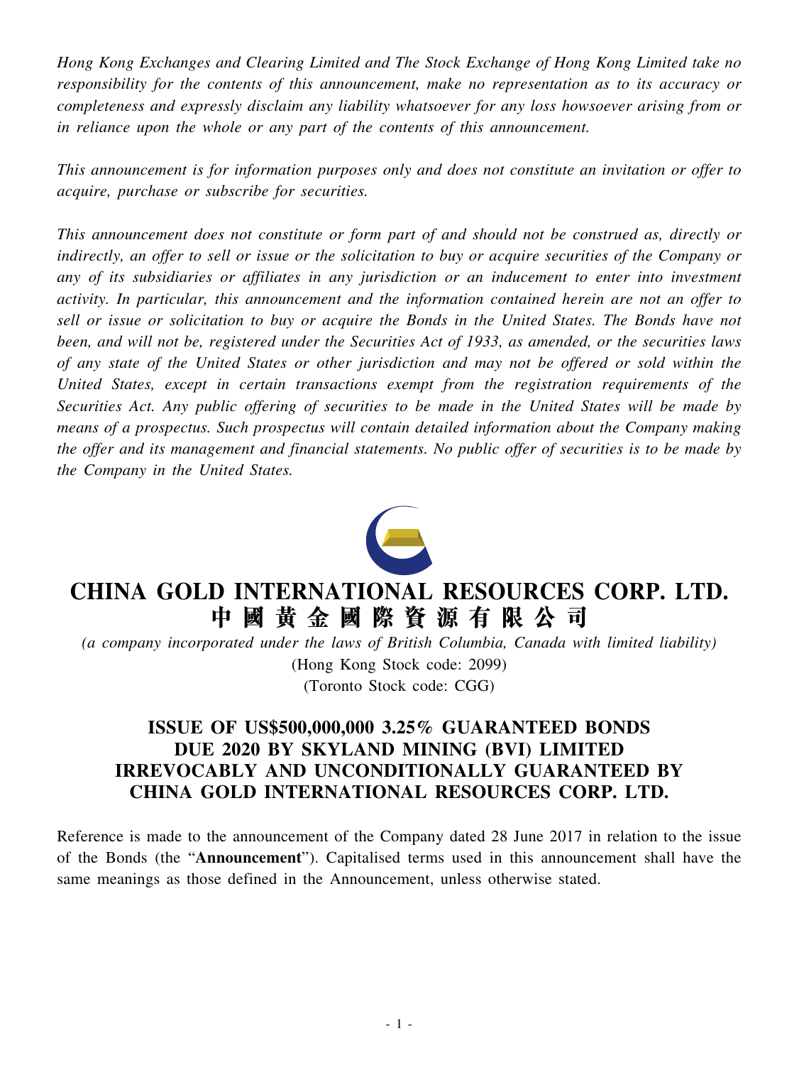*Hong Kong Exchanges and Clearing Limited and The Stock Exchange of Hong Kong Limited take no responsibility for the contents of this announcement, make no representation as to its accuracy or completeness and expressly disclaim any liability whatsoever for any loss howsoever arising from or in reliance upon the whole or any part of the contents of this announcement.*

*This announcement is for information purposes only and does not constitute an invitation or offer to acquire, purchase or subscribe for securities.*

*This announcement does not constitute or form part of and should not be construed as, directly or indirectly, an offer to sell or issue or the solicitation to buy or acquire securities of the Company or any of its subsidiaries or affiliates in any jurisdiction or an inducement to enter into investment activity. In particular, this announcement and the information contained herein are not an offer to sell or issue or solicitation to buy or acquire the Bonds in the United States. The Bonds have not been, and will not be, registered under the Securities Act of 1933, as amended, or the securities laws of any state of the United States or other jurisdiction and may not be offered or sold within the United States, except in certain transactions exempt from the registration requirements of the Securities Act. Any public offering of securities to be made in the United States will be made by means of a prospectus. Such prospectus will contain detailed information about the Company making the offer and its management and financial statements. No public offer of securities is to be made by the Company in the United States.*

# CHINA GOLD INTERNATIONAL RESOURCES CORP. LTD.
# 中國黃金國際資源有限公司

*(a company incorporated under the laws of British Columbia, Canada with limited liability)*

(Hong Kong Stock code: 2099)

(Toronto Stock code: CGG)

## ISSUE OF US$500,000,000 3.25% GUARANTEED BONDS DUE 2020 BY SKYLAND MINING (BVI) LIMITED IRREVOCABLY AND UNCONDITIONALLY GUARANTEED BY CHINA GOLD INTERNATIONAL RESOURCES CORP. LTD.

Reference is made to the announcement of the Company dated 28 June 2017 in relation to the issue of the Bonds (the "**Announcement**"). Capitalised terms used in this announcement shall have the same meanings as those defined in the Announcement, unless otherwise stated.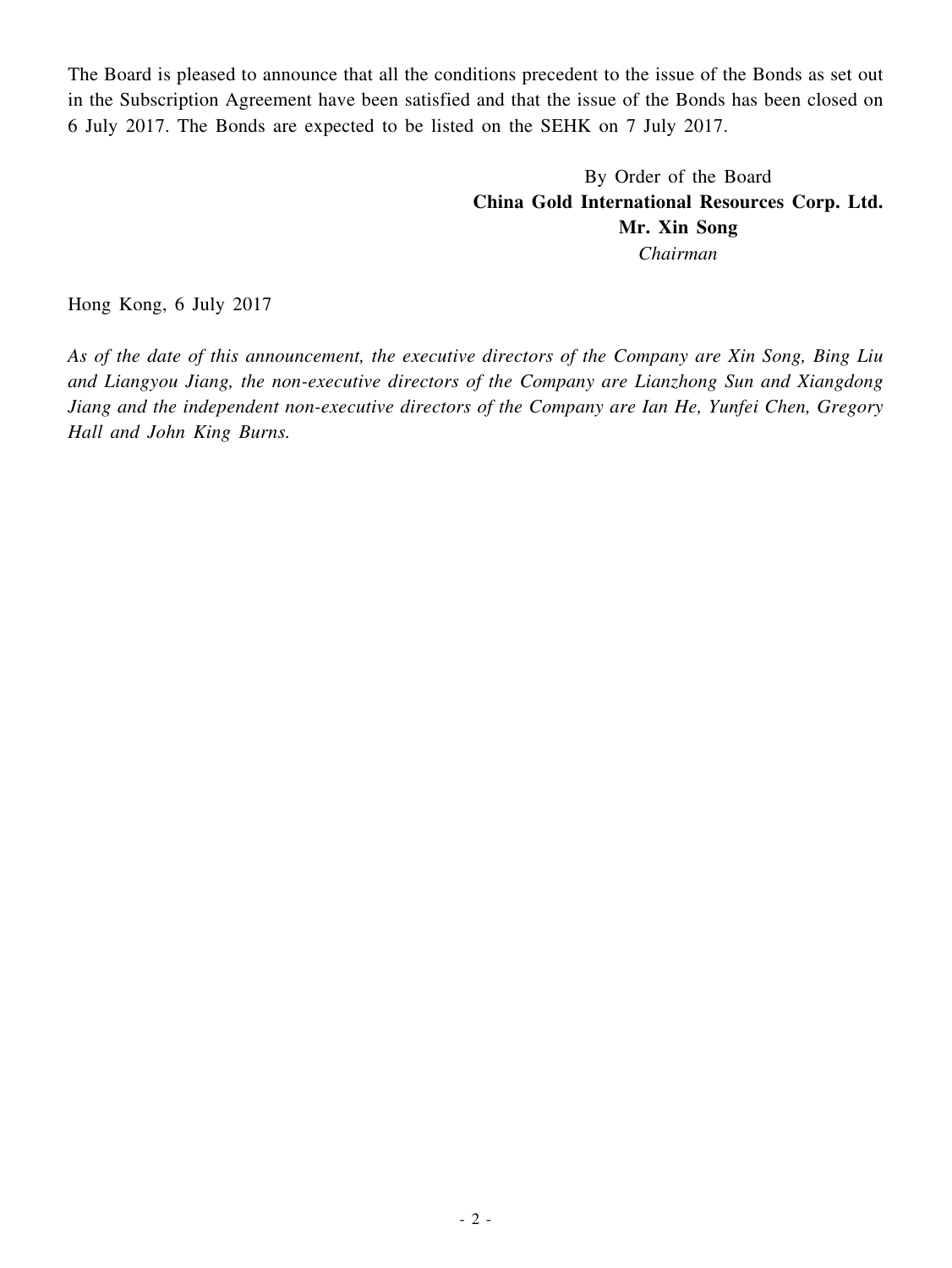The Board is pleased to announce that all the conditions precedent to the issue of the Bonds as set out in the Subscription Agreement have been satisfied and that the issue of the Bonds has been closed on 6 July 2017. The Bonds are expected to be listed on the SEHK on 7 July 2017.

By Order of the Board
**China Gold International Resources Corp. Ltd.**
**Mr. Xin Song**
*Chairman*

Hong Kong, 6 July 2017

*As of the date of this announcement, the executive directors of the Company are Xin Song, Bing Liu and Liangyou Jiang, the non-executive directors of the Company are Lianzhong Sun and Xiangdong Jiang and the independent non-executive directors of the Company are Ian He, Yunfei Chen, Gregory Hall and John King Burns.*